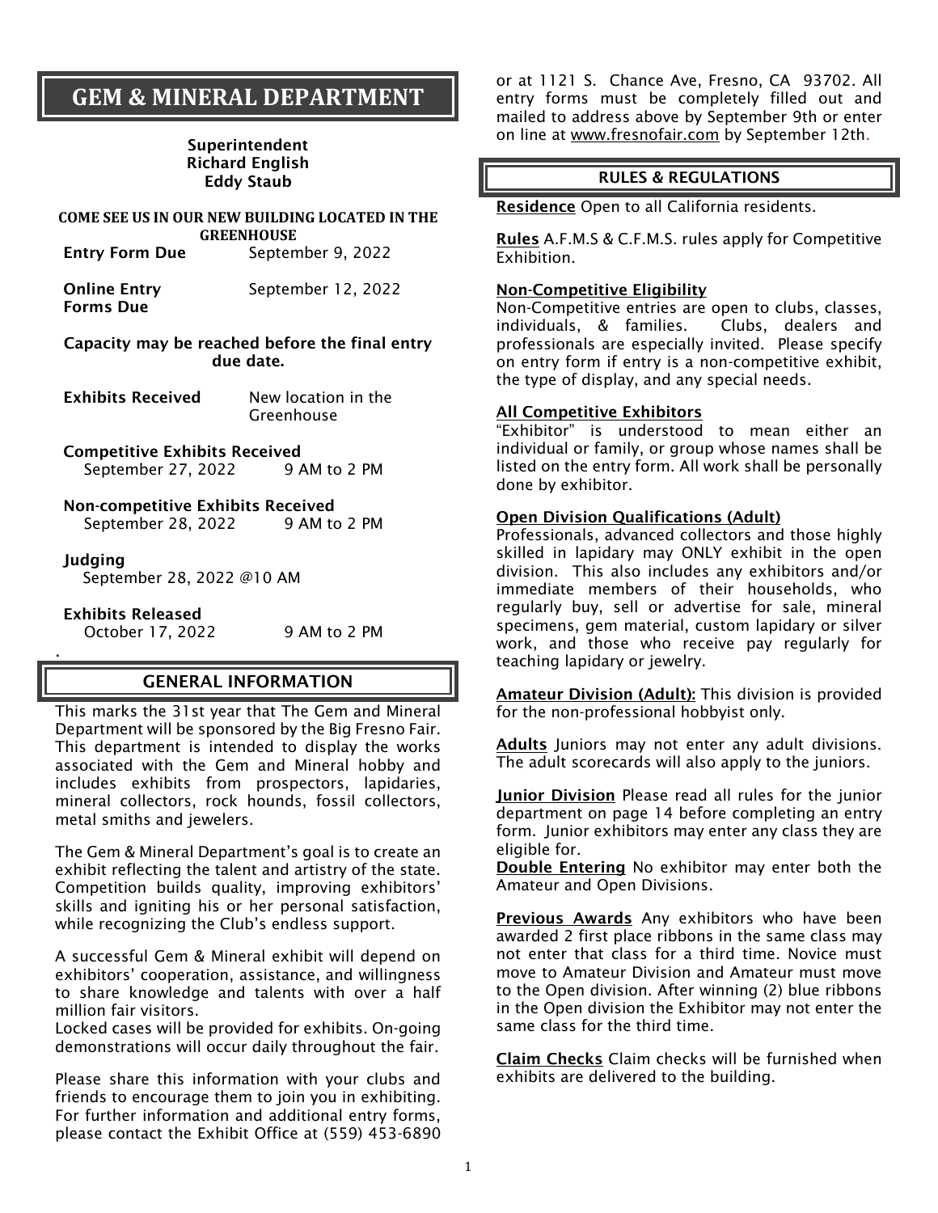# GEM & MINERAL DEPARTMENT

**Superintendent**
**Richard English**
**Eddy Staub**

**COME SEE US IN OUR NEW BUILDING LOCATED IN THE GREENHOUSE**

**Entry Form Due** September 9, 2022

**Online Entry Forms Due** September 12, 2022

**Capacity may be reached before the final entry due date.**

**Exhibits Received** New location in the Greenhouse

**Competitive Exhibits Received**
September 27, 2022 9 AM to 2 PM

**Non-competitive Exhibits Received**
September 28, 2022 9 AM to 2 PM

**Judging**
September 28, 2022 @10 AM

**Exhibits Released**
October 17, 2022 9 AM to 2 PM

## GENERAL INFORMATION

This marks the 31st year that The Gem and Mineral Department will be sponsored by the Big Fresno Fair. This department is intended to display the works associated with the Gem and Mineral hobby and includes exhibits from prospectors, lapidaries, mineral collectors, rock hounds, fossil collectors, metal smiths and jewelers.

The Gem & Mineral Department's goal is to create an exhibit reflecting the talent and artistry of the state. Competition builds quality, improving exhibitors' skills and igniting his or her personal satisfaction, while recognizing the Club's endless support.

A successful Gem & Mineral exhibit will depend on exhibitors' cooperation, assistance, and willingness to share knowledge and talents with over a half million fair visitors.
Locked cases will be provided for exhibits. On-going demonstrations will occur daily throughout the fair.

Please share this information with your clubs and friends to encourage them to join you in exhibiting. For further information and additional entry forms, please contact the Exhibit Office at (559) 453-6890 or at 1121 S. Chance Ave, Fresno, CA 93702. All entry forms must be completely filled out and mailed to address above by September 9th or enter on line at www.fresnofair.com by September 12th.

## RULES & REGULATIONS

**Residence** Open to all California residents.

**Rules** A.F.M.S & C.F.M.S. rules apply for Competitive Exhibition.

**Non-Competitive Eligibility**
Non-Competitive entries are open to clubs, classes, individuals, & families. Clubs, dealers and professionals are especially invited. Please specify on entry form if entry is a non-competitive exhibit, the type of display, and any special needs.

**All Competitive Exhibitors**
"Exhibitor" is understood to mean either an individual or family, or group whose names shall be listed on the entry form. All work shall be personally done by exhibitor.

**Open Division Qualifications (Adult)**
Professionals, advanced collectors and those highly skilled in lapidary may ONLY exhibit in the open division. This also includes any exhibitors and/or immediate members of their households, who regularly buy, sell or advertise for sale, mineral specimens, gem material, custom lapidary or silver work, and those who receive pay regularly for teaching lapidary or jewelry.

**Amateur Division (Adult):** This division is provided for the non-professional hobbyist only.

**Adults** Juniors may not enter any adult divisions. The adult scorecards will also apply to the juniors.

**Junior Division** Please read all rules for the junior department on page 14 before completing an entry form. Junior exhibitors may enter any class they are eligible for.

**Double Entering** No exhibitor may enter both the Amateur and Open Divisions.

**Previous Awards** Any exhibitors who have been awarded 2 first place ribbons in the same class may not enter that class for a third time. Novice must move to Amateur Division and Amateur must move to the Open division. After winning (2) blue ribbons in the Open division the Exhibitor may not enter the same class for the third time.

**Claim Checks** Claim checks will be furnished when exhibits are delivered to the building.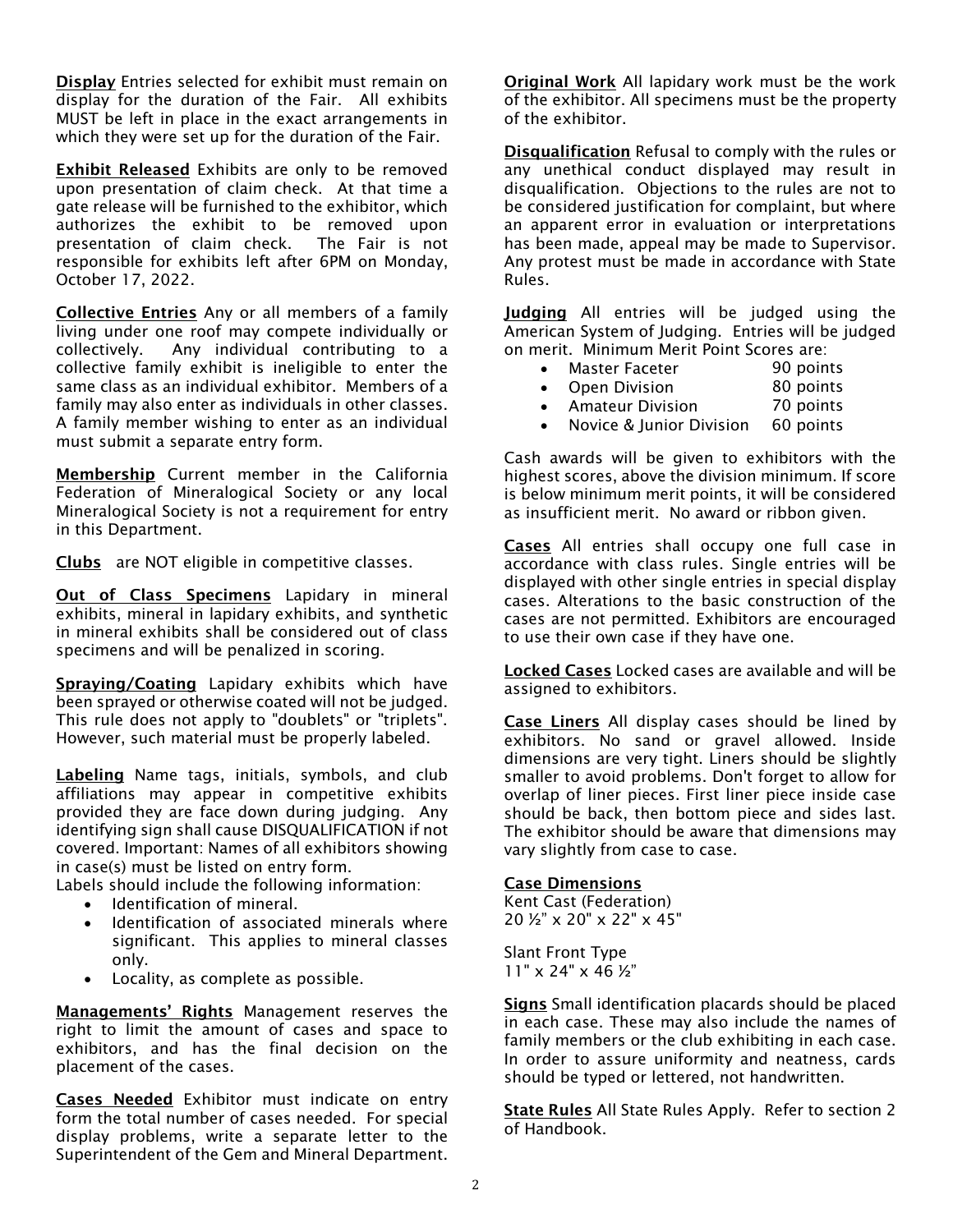**Display** Entries selected for exhibit must remain on display for the duration of the Fair. All exhibits MUST be left in place in the exact arrangements in which they were set up for the duration of the Fair.

**Exhibit Released** Exhibits are only to be removed upon presentation of claim check. At that time a gate release will be furnished to the exhibitor, which authorizes the exhibit to be removed upon presentation of claim check. The Fair is not responsible for exhibits left after 6PM on Monday, October 17, 2022.

**Collective Entries** Any or all members of a family living under one roof may compete individually or collectively. Any individual contributing to a collective family exhibit is ineligible to enter the same class as an individual exhibitor. Members of a family may also enter as individuals in other classes. A family member wishing to enter as an individual must submit a separate entry form.

**Membership** Current member in the California Federation of Mineralogical Society or any local Mineralogical Society is not a requirement for entry in this Department.

**Clubs** are NOT eligible in competitive classes.

**Out of Class Specimens** Lapidary in mineral exhibits, mineral in lapidary exhibits, and synthetic in mineral exhibits shall be considered out of class specimens and will be penalized in scoring.

**Spraying/Coating** Lapidary exhibits which have been sprayed or otherwise coated will not be judged. This rule does not apply to "doublets" or "triplets". However, such material must be properly labeled.

**Labeling** Name tags, initials, symbols, and club affiliations may appear in competitive exhibits provided they are face down during judging. Any identifying sign shall cause DISQUALIFICATION if not covered. Important: Names of all exhibitors showing in case(s) must be listed on entry form.

Labels should include the following information:

- Identification of mineral.
- Identification of associated minerals where significant. This applies to mineral classes only.
- Locality, as complete as possible.

**Managements' Rights** Management reserves the right to limit the amount of cases and space to exhibitors, and has the final decision on the placement of the cases.

**Cases Needed** Exhibitor must indicate on entry form the total number of cases needed. For special display problems, write a separate letter to the Superintendent of the Gem and Mineral Department.

**Original Work** All lapidary work must be the work of the exhibitor. All specimens must be the property of the exhibitor.

**Disqualification** Refusal to comply with the rules or any unethical conduct displayed may result in disqualification. Objections to the rules are not to be considered justification for complaint, but where an apparent error in evaluation or interpretations has been made, appeal may be made to Supervisor. Any protest must be made in accordance with State Rules.

**Judging** All entries will be judged using the American System of Judging. Entries will be judged on merit. Minimum Merit Point Scores are:

- Master Faceter 90 points
- Open Division 80 points
- Amateur Division 70 points
- Novice & Junior Division 60 points

Cash awards will be given to exhibitors with the highest scores, above the division minimum. If score is below minimum merit points, it will be considered as insufficient merit. No award or ribbon given.

**Cases** All entries shall occupy one full case in accordance with class rules. Single entries will be displayed with other single entries in special display cases. Alterations to the basic construction of the cases are not permitted. Exhibitors are encouraged to use their own case if they have one.

**Locked Cases** Locked cases are available and will be assigned to exhibitors.

**Case Liners** All display cases should be lined by exhibitors. No sand or gravel allowed. Inside dimensions are very tight. Liners should be slightly smaller to avoid problems. Don't forget to allow for overlap of liner pieces. First liner piece inside case should be back, then bottom piece and sides last. The exhibitor should be aware that dimensions may vary slightly from case to case.

**Case Dimensions**

Kent Cast (Federation)
20 ½" x 20" x 22" x 45"

Slant Front Type
11" x 24" x 46 ½"

**Signs** Small identification placards should be placed in each case. These may also include the names of family members or the club exhibiting in each case. In order to assure uniformity and neatness, cards should be typed or lettered, not handwritten.

**State Rules** All State Rules Apply. Refer to section 2 of Handbook.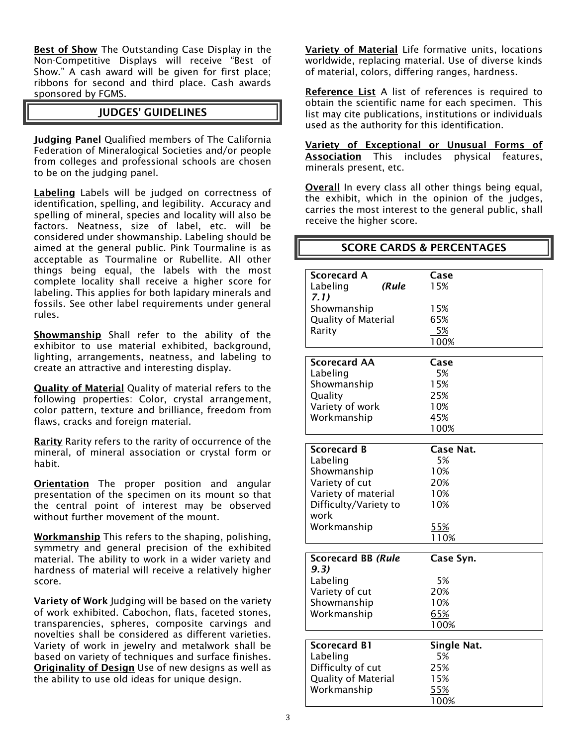**Best of Show** The Outstanding Case Display in the Non-Competitive Displays will receive "Best of Show." A cash award will be given for first place; ribbons for second and third place. Cash awards sponsored by FGMS.

## JUDGES' GUIDELINES

**Judging Panel** Qualified members of The California Federation of Mineralogical Societies and/or people from colleges and professional schools are chosen to be on the judging panel.

**Labeling** Labels will be judged on correctness of identification, spelling, and legibility. Accuracy and spelling of mineral, species and locality will also be factors. Neatness, size of label, etc. will be considered under showmanship. Labeling should be aimed at the general public. Pink Tourmaline is as acceptable as Tourmaline or Rubellite. All other things being equal, the labels with the most complete locality shall receive a higher score for labeling. This applies for both lapidary minerals and fossils. See other label requirements under general rules.

**Showmanship** Shall refer to the ability of the exhibitor to use material exhibited, background, lighting, arrangements, neatness, and labeling to create an attractive and interesting display.

**Quality of Material** Quality of material refers to the following properties: Color, crystal arrangement, color pattern, texture and brilliance, freedom from flaws, cracks and foreign material.

**Rarity** Rarity refers to the rarity of occurrence of the mineral, of mineral association or crystal form or habit.

**Orientation** The proper position and angular presentation of the specimen on its mount so that the central point of interest may be observed without further movement of the mount.

**Workmanship** This refers to the shaping, polishing, symmetry and general precision of the exhibited material. The ability to work in a wider variety and hardness of material will receive a relatively higher score.

**Variety of Work** Judging will be based on the variety of work exhibited. Cabochon, flats, faceted stones, transparencies, spheres, composite carvings and novelties shall be considered as different varieties. Variety of work in jewelry and metalwork shall be based on variety of techniques and surface finishes.
**Originality of Design** Use of new designs as well as the ability to use old ideas for unique design.

**Variety of Material** Life formative units, locations worldwide, replacing material. Use of diverse kinds of material, colors, differing ranges, hardness.

**Reference List** A list of references is required to obtain the scientific name for each specimen. This list may cite publications, institutions or individuals used as the authority for this identification.

**Variety of Exceptional or Unusual Forms of Association** This includes physical features, minerals present, etc.

**Overall** In every class all other things being equal, the exhibit, which in the opinion of the judges, carries the most interest to the general public, shall receive the higher score.

## SCORE CARDS & PERCENTAGES

| **Scorecard A** | **Case** |
|---|---|
| Labeling *(Rule 7.1)* | 15% |
| Showmanship | 15% |
| Quality of Material | 65% |
| Rarity | 5% |
| | 100% |

| **Scorecard AA** | **Case** |
|---|---|
| Labeling | 5% |
| Showmanship | 15% |
| Quality | 25% |
| Variety of work | 10% |
| Workmanship | 45% |
| | 100% |

| **Scorecard B** | **Case Nat.** |
|---|---|
| Labeling | 5% |
| Showmanship | 10% |
| Variety of cut | 20% |
| Variety of material | 10% |
| Difficulty/Variety to work | 10% |
| Workmanship | 55% |
| | 110% |

| **Scorecard BB** *(Rule 9.3)* | **Case Syn.** |
|---|---|
| Labeling | 5% |
| Variety of cut | 20% |
| Showmanship | 10% |
| Workmanship | 65% |
| | 100% |

| **Scorecard B1** | **Single Nat.** |
|---|---|
| Labeling | 5% |
| Difficulty of cut | 25% |
| Quality of Material | 15% |
| Workmanship | 55% |
| | 100% |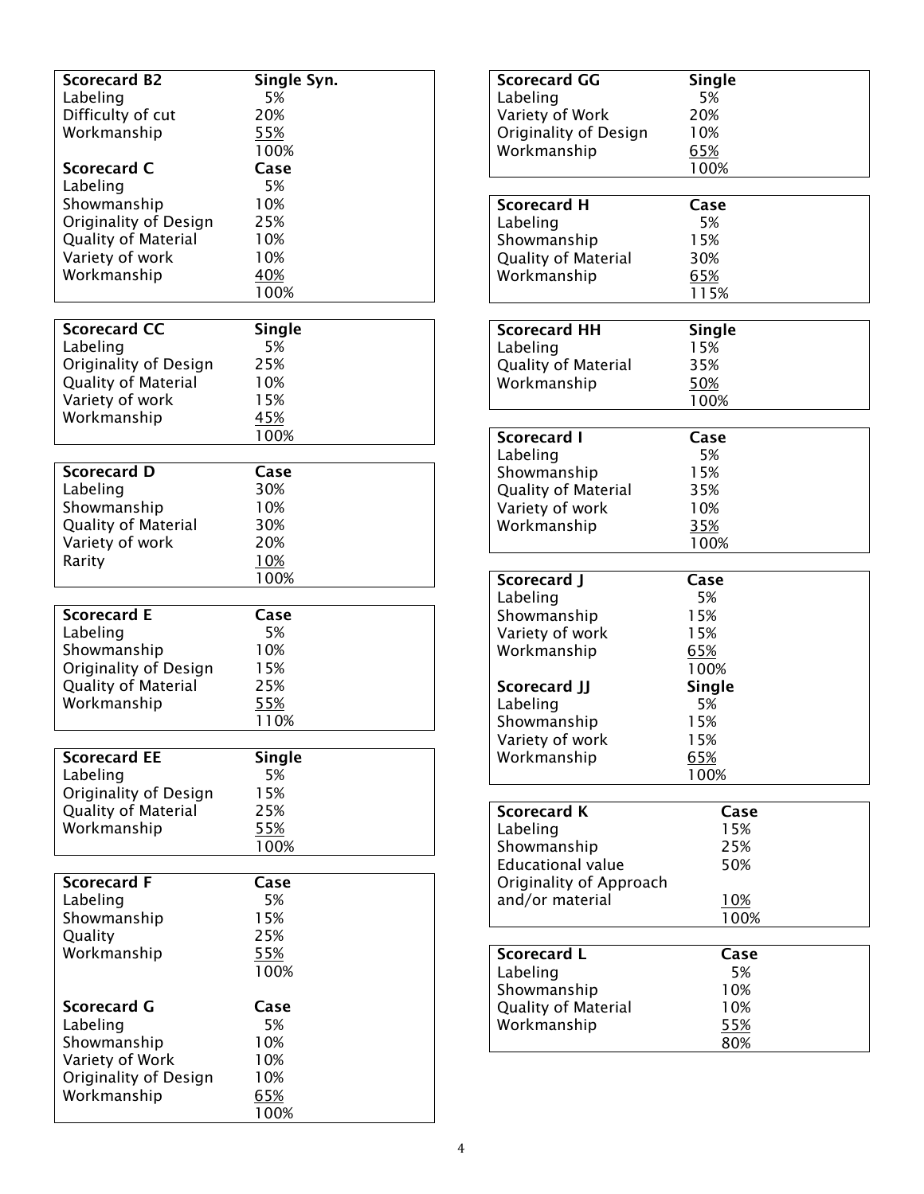| Scorecard B2 | Single Syn. |
|---|---|
| Labeling | 5% |
| Difficulty of cut | 20% |
| Workmanship | 55% |
| | 100% |

| Scorecard C | Case |
|---|---|
| Labeling | 5% |
| Showmanship | 10% |
| Originality of Design | 25% |
| Quality of Material | 10% |
| Variety of work | 10% |
| Workmanship | 40% |
| | 100% |

| Scorecard CC | Single |
|---|---|
| Labeling | 5% |
| Originality of Design | 25% |
| Quality of Material | 10% |
| Variety of work | 15% |
| Workmanship | 45% |
| | 100% |

| Scorecard D | Case |
|---|---|
| Labeling | 30% |
| Showmanship | 10% |
| Quality of Material | 30% |
| Variety of work | 20% |
| Rarity | 10% |
| | 100% |

| Scorecard E | Case |
|---|---|
| Labeling | 5% |
| Showmanship | 10% |
| Originality of Design | 15% |
| Quality of Material | 25% |
| Workmanship | 55% |
| | 110% |

| Scorecard EE | Single |
|---|---|
| Labeling | 5% |
| Originality of Design | 15% |
| Quality of Material | 25% |
| Workmanship | 55% |
| | 100% |

| Scorecard F | Case |
|---|---|
| Labeling | 5% |
| Showmanship | 15% |
| Quality | 25% |
| Workmanship | 55% |
| | 100% |

| Scorecard G | Case |
|---|---|
| Labeling | 5% |
| Showmanship | 10% |
| Variety of Work | 10% |
| Originality of Design | 10% |
| Workmanship | 65% |
| | 100% |

| Scorecard GG | Single |
|---|---|
| Labeling | 5% |
| Variety of Work | 20% |
| Originality of Design | 10% |
| Workmanship | 65% |
| | 100% |

| Scorecard H | Case |
|---|---|
| Labeling | 5% |
| Showmanship | 15% |
| Quality of Material | 30% |
| Workmanship | 65% |
| | 115% |

| Scorecard HH | Single |
|---|---|
| Labeling | 15% |
| Quality of Material | 35% |
| Workmanship | 50% |
| | 100% |

| Scorecard I | Case |
|---|---|
| Labeling | 5% |
| Showmanship | 15% |
| Quality of Material | 35% |
| Variety of work | 10% |
| Workmanship | 35% |
| | 100% |

| Scorecard J | Case |
|---|---|
| Labeling | 5% |
| Showmanship | 15% |
| Variety of work | 15% |
| Workmanship | 65% |
| | 100% |

| Scorecard JJ | Single |
|---|---|
| Labeling | 5% |
| Showmanship | 15% |
| Variety of work | 15% |
| Workmanship | 65% |
| | 100% |

| Scorecard K | Case |
|---|---|
| Labeling | 15% |
| Showmanship | 25% |
| Educational value | 50% |
| Originality of Approach and/or material | 10% |
| | 100% |

| Scorecard L | Case |
|---|---|
| Labeling | 5% |
| Showmanship | 10% |
| Quality of Material | 10% |
| Workmanship | 55% |
| | 80% |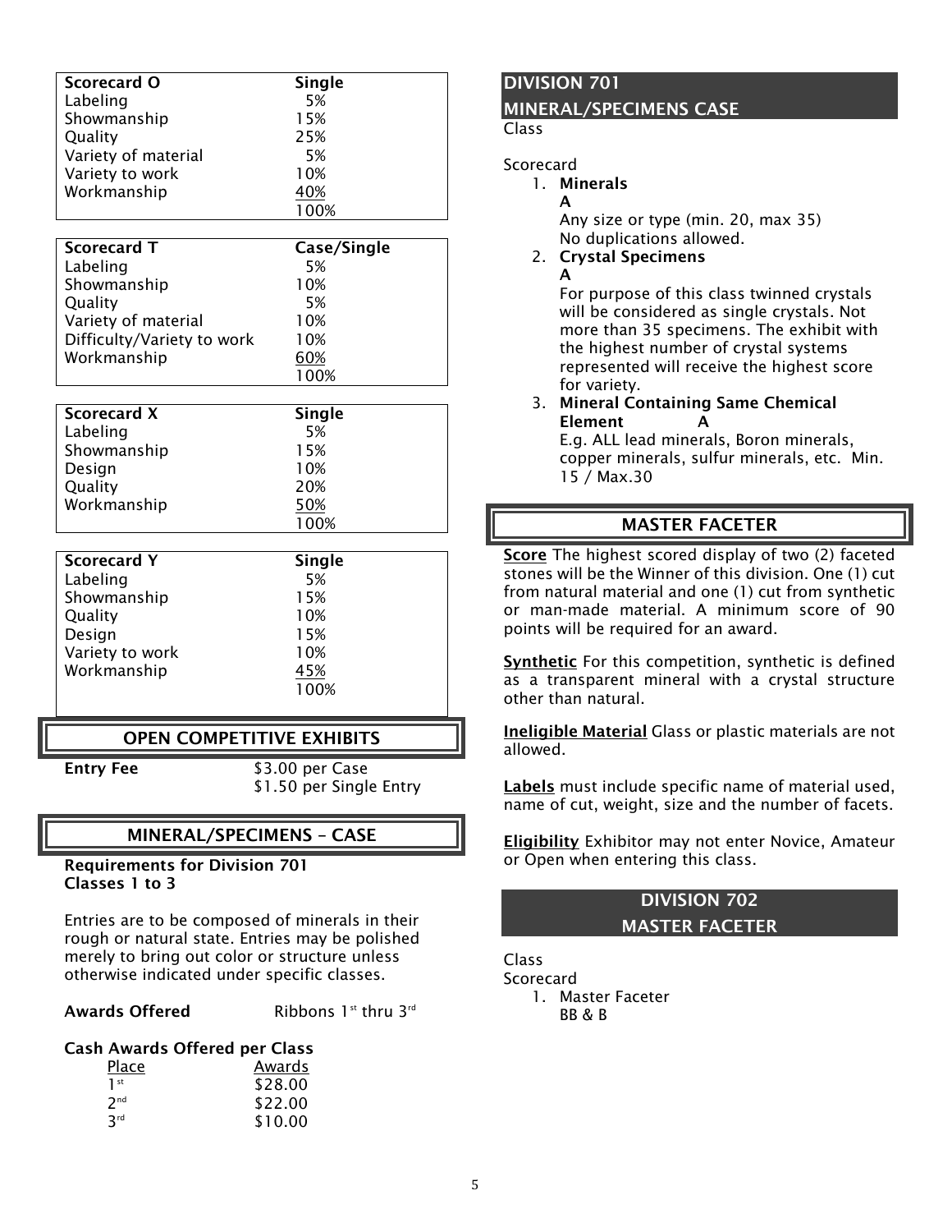| Scorecard O | Single |
|---|---|
| Labeling | 5% |
| Showmanship | 15% |
| Quality | 25% |
| Variety of material | 5% |
| Variety to work | 10% |
| Workmanship | 40% |
| | 100% |

| Scorecard T | Case/Single |
|---|---|
| Labeling | 5% |
| Showmanship | 10% |
| Quality | 5% |
| Variety of material | 10% |
| Difficulty/Variety to work | 10% |
| Workmanship | 60% |
| | 100% |

| Scorecard X | Single |
|---|---|
| Labeling | 5% |
| Showmanship | 15% |
| Design | 10% |
| Quality | 20% |
| Workmanship | 50% |
| | 100% |

| Scorecard Y | Single |
|---|---|
| Labeling | 5% |
| Showmanship | 15% |
| Quality | 10% |
| Design | 15% |
| Variety to work | 10% |
| Workmanship | 45% |
| | 100% |

## OPEN COMPETITIVE EXHIBITS

**Entry Fee** $3.00 per Case
$1.50 per Single Entry

## MINERAL/SPECIMENS – CASE

**Requirements for Division 701**
**Classes 1 to 3**

Entries are to be composed of minerals in their rough or natural state. Entries may be polished merely to bring out color or structure unless otherwise indicated under specific classes.

**Awards Offered** Ribbons 1st thru 3rd

**Cash Awards Offered per Class**

| Place | Awards |
|---|---|
| 1st | $28.00 |
| 2nd | $22.00 |
| 3rd | $10.00 |

## DIVISION 701
## MINERAL/SPECIMENS CASE

Class

Scorecard

1. **Minerals**
   **A**
   Any size or type (min. 20, max 35)
   No duplications allowed.
2. **Crystal Specimens**
   **A**
   For purpose of this class twinned crystals will be considered as single crystals. Not more than 35 specimens. The exhibit with the highest number of crystal systems represented will receive the highest score for variety.
3. **Mineral Containing Same Chemical Element** **A**
   E.g. ALL lead minerals, Boron minerals, copper minerals, sulfur minerals, etc. Min. 15 / Max.30

## MASTER FACETER

**Score** The highest scored display of two (2) faceted stones will be the Winner of this division. One (1) cut from natural material and one (1) cut from synthetic or man-made material. A minimum score of 90 points will be required for an award.

**Synthetic** For this competition, synthetic is defined as a transparent mineral with a crystal structure other than natural.

**Ineligible Material** Glass or plastic materials are not allowed.

**Labels** must include specific name of material used, name of cut, weight, size and the number of facets.

**Eligibility** Exhibitor may not enter Novice, Amateur or Open when entering this class.

## DIVISION 702
## MASTER FACETER

Class

Scorecard

1. Master Faceter
   BB & B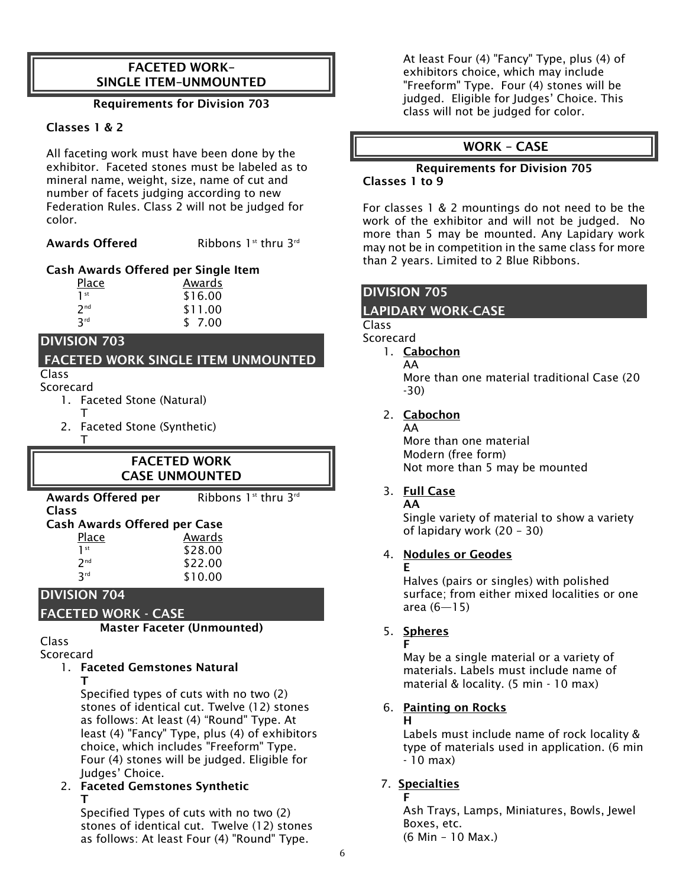## FACETED WORK– SINGLE ITEM–UNMOUNTED

**Requirements for Division 703**

**Classes 1 & 2**

All faceting work must have been done by the exhibitor. Faceted stones must be labeled as to mineral name, weight, size, name of cut and number of facets judging according to new Federation Rules. Class 2 will not be judged for color.

**Awards Offered** Ribbons 1st thru 3rd

**Cash Awards Offered per Single Item**

| Place | Awards |
|---|---|
| 1st | $16.00 |
| 2nd | $11.00 |
| 3rd | $ 7.00 |

## DIVISION 703

## FACETED WORK SINGLE ITEM UNMOUNTED

Class
Scorecard

1. Faceted Stone (Natural)
   T
2. Faceted Stone (Synthetic)
   T

## FACETED WORK CASE UNMOUNTED

**Awards Offered per Class** Ribbons 1st thru 3rd

**Cash Awards Offered per Case**

| Place | Awards |
|---|---|
| 1st | $28.00 |
| 2nd | $22.00 |
| 3rd | $10.00 |

## DIVISION 704

## FACETED WORK - CASE

**Master Faceter (Unmounted)**

Class
Scorecard

1. **Faceted Gemstones Natural**
   **T**
   Specified types of cuts with no two (2) stones of identical cut. Twelve (12) stones as follows: At least (4) "Round" Type. At least (4) "Fancy" Type, plus (4) of exhibitors choice, which includes "Freeform" Type. Four (4) stones will be judged. Eligible for Judges' Choice.
2. **Faceted Gemstones Synthetic**
   **T**
   Specified Types of cuts with no two (2) stones of identical cut. Twelve (12) stones as follows: At least Four (4) "Round" Type. At least Four (4) "Fancy" Type, plus (4) of exhibitors choice, which may include "Freeform" Type. Four (4) stones will be judged. Eligible for Judges' Choice. This class will not be judged for color.

## WORK – CASE

**Requirements for Division 705**
**Classes 1 to 9**

For classes 1 & 2 mountings do not need to be the work of the exhibitor and will not be judged. No more than 5 may be mounted. Any Lapidary work may not be in competition in the same class for more than 2 years. Limited to 2 Blue Ribbons.

## DIVISION 705

## LAPIDARY WORK-CASE

Class
Scorecard

1. **Cabochon**
   AA
   More than one material traditional Case (20 -30)
2. **Cabochon**
   AA
   More than one material
   Modern (free form)
   Not more than 5 may be mounted
3. **Full Case**
   **AA**
   Single variety of material to show a variety of lapidary work (20 – 30)
4. **Nodules or Geodes**
   **E**
   Halves (pairs or singles) with polished surface; from either mixed localities or one area (6—15)
5. **Spheres**
   **F**
   May be a single material or a variety of materials. Labels must include name of material & locality. (5 min - 10 max)
6. **Painting on Rocks**
   **H**
   Labels must include name of rock locality & type of materials used in application. (6 min - 10 max)
7. **Specialties**
   **F**
   Ash Trays, Lamps, Miniatures, Bowls, Jewel Boxes, etc.
   (6 Min – 10 Max.)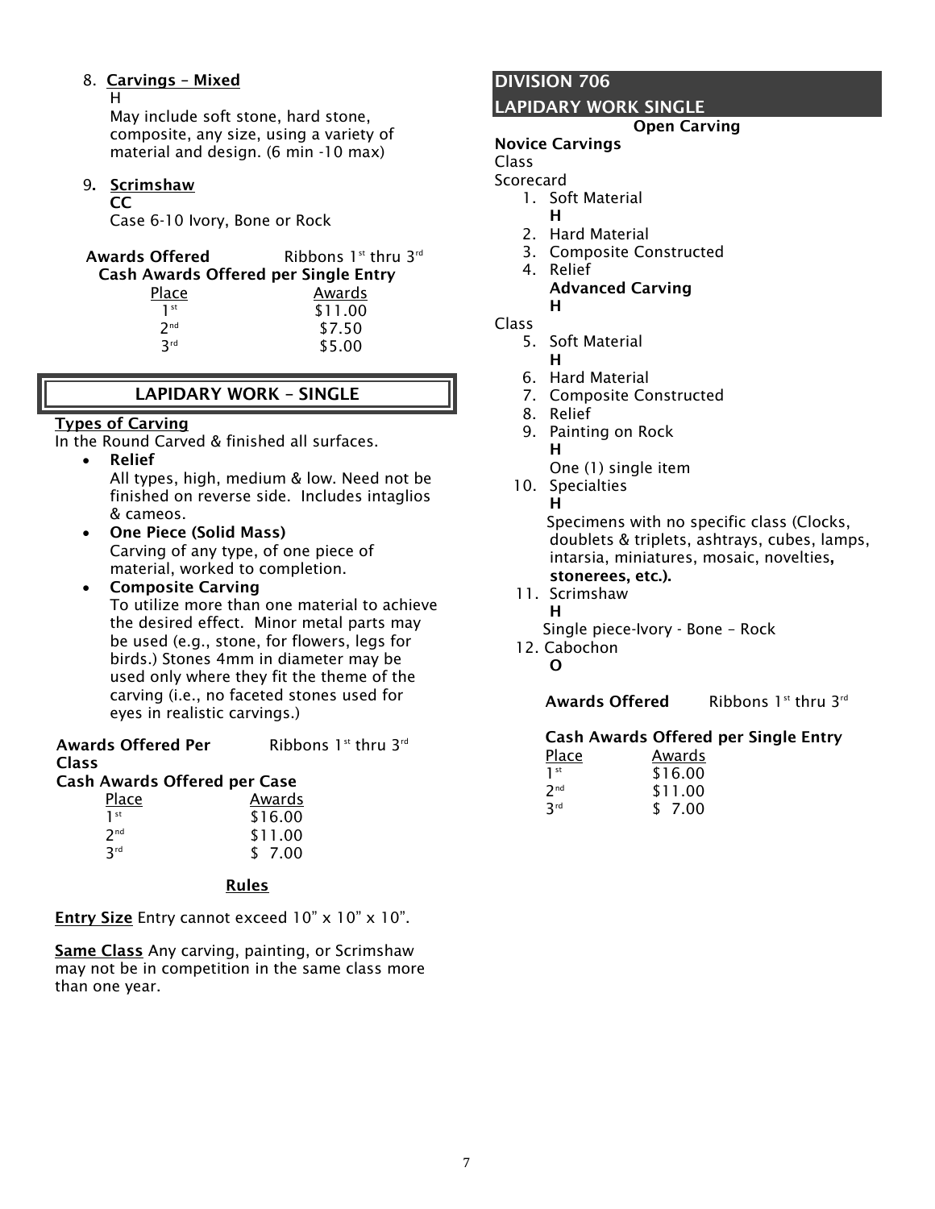8. **Carvings – Mixed**
   H
   May include soft stone, hard stone, composite, any size, using a variety of material and design. (6 min -10 max)

9. **Scrimshaw**
   **CC**
   Case 6-10 Ivory, Bone or Rock

**Awards Offered** Ribbons 1st thru 3rd

**Cash Awards Offered per Single Entry**

| Place | Awards |
|---|---|
| 1st | $11.00 |
| 2nd | $7.50 |
| 3rd | $5.00 |

## LAPIDARY WORK – SINGLE

**Types of Carving**

In the Round Carved & finished all surfaces.

- **Relief**
  All types, high, medium & low. Need not be finished on reverse side. Includes intaglios & cameos.
- **One Piece (Solid Mass)**
  Carving of any type, of one piece of material, worked to completion.
- **Composite Carving**
  To utilize more than one material to achieve the desired effect. Minor metal parts may be used (e.g., stone, for flowers, legs for birds.) Stones 4mm in diameter may be used only where they fit the theme of the carving (i.e., no faceted stones used for eyes in realistic carvings.)

**Awards Offered Per Class** Ribbons 1st thru 3rd

**Cash Awards Offered per Case**

| Place | Awards |
|---|---|
| 1st | $16.00 |
| 2nd | $11.00 |
| 3rd | $ 7.00 |

**Rules**

**Entry Size** Entry cannot exceed 10" x 10" x 10".

**Same Class** Any carving, painting, or Scrimshaw may not be in competition in the same class more than one year.

## DIVISION 706
## LAPIDARY WORK SINGLE

**Open Carving**

**Novice Carvings**

Class

Scorecard

1. Soft Material
   **H**
2. Hard Material
3. Composite Constructed
4. Relief

**Advanced Carving**
**H**

Class

5. Soft Material
   **H**
6. Hard Material
7. Composite Constructed
8. Relief
9. Painting on Rock
   **H**
   One (1) single item
10. Specialties
    **H**
    Specimens with no specific class (Clocks, doublets & triplets, ashtrays, cubes, lamps, intarsia, miniatures, mosaic, novelties, **stonerees, etc.).**
11. Scrimshaw
    **H**
    Single piece-Ivory - Bone – Rock
12. Cabochon
    **O**

**Awards Offered** Ribbons 1st thru 3rd

**Cash Awards Offered per Single Entry**

| Place | Awards |
|---|---|
| 1st | $16.00 |
| 2nd | $11.00 |
| 3rd | $ 7.00 |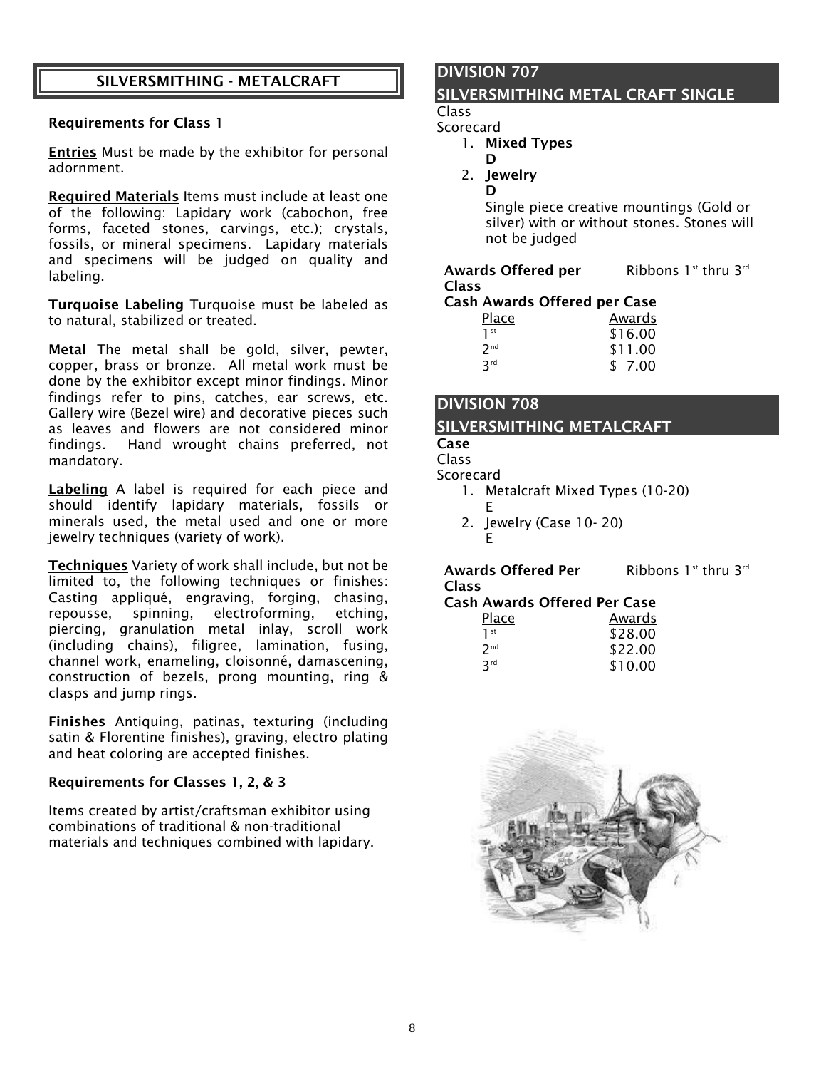## SILVERSMITHING - METALCRAFT

**Requirements for Class 1**

**Entries** Must be made by the exhibitor for personal adornment.

**Required Materials** Items must include at least one of the following: Lapidary work (cabochon, free forms, faceted stones, carvings, etc.); crystals, fossils, or mineral specimens. Lapidary materials and specimens will be judged on quality and labeling.

**Turquoise Labeling** Turquoise must be labeled as to natural, stabilized or treated.

**Metal** The metal shall be gold, silver, pewter, copper, brass or bronze. All metal work must be done by the exhibitor except minor findings. Minor findings refer to pins, catches, ear screws, etc. Gallery wire (Bezel wire) and decorative pieces such as leaves and flowers are not considered minor findings. Hand wrought chains preferred, not mandatory.

**Labeling** A label is required for each piece and should identify lapidary materials, fossils or minerals used, the metal used and one or more jewelry techniques (variety of work).

**Techniques** Variety of work shall include, but not be limited to, the following techniques or finishes: Casting appliqué, engraving, forging, chasing, repousse, spinning, electroforming, etching, piercing, granulation metal inlay, scroll work (including chains), filigree, lamination, fusing, channel work, enameling, cloisonné, damascening, construction of bezels, prong mounting, ring & clasps and jump rings.

**Finishes** Antiquing, patinas, texturing (including satin & Florentine finishes), graving, electro plating and heat coloring are accepted finishes.

**Requirements for Classes 1, 2, & 3**

Items created by artist/craftsman exhibitor using combinations of traditional & non-traditional materials and techniques combined with lapidary.

## DIVISION 707
## SILVERSMITHING METAL CRAFT SINGLE

Class
Scorecard

1. **Mixed Types**
   **D**
2. **Jewelry**
   **D**
   Single piece creative mountings (Gold or silver) with or without stones. Stones will not be judged

**Awards Offered per Class** Ribbons 1st thru 3rd

**Cash Awards Offered per Case**

| Place | Awards |
|---|---|
| 1st | $16.00 |
| 2nd | $11.00 |
| 3rd | $ 7.00 |

## DIVISION 708
## SILVERSMITHING METALCRAFT

**Case**
Class
Scorecard

1. Metalcraft Mixed Types (10-20)
   E
2. Jewelry (Case 10- 20)
   E

**Awards Offered Per Class** Ribbons 1st thru 3rd

**Cash Awards Offered Per Case**

| Place | Awards |
|---|---|
| 1st | $28.00 |
| 2nd | $22.00 |
| 3rd | $10.00 |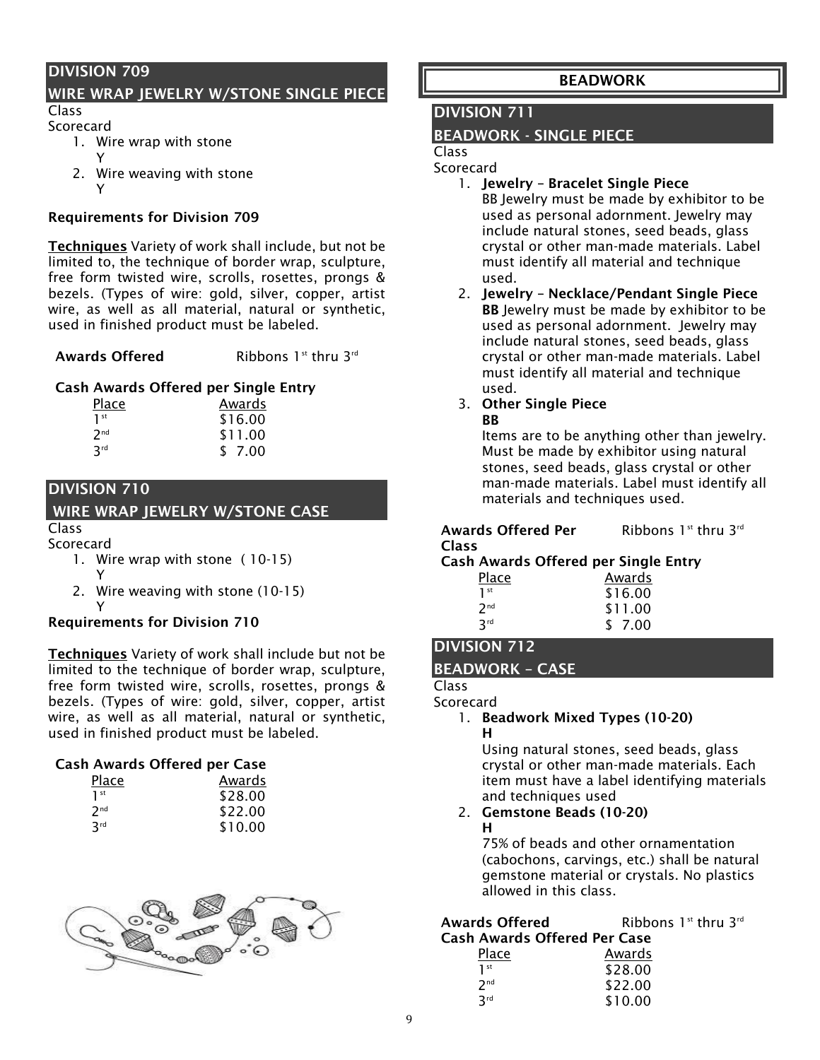## DIVISION 709

## WIRE WRAP JEWELRY W/STONE SINGLE PIECE

Class
Scorecard

1. Wire wrap with stone
   Y
2. Wire weaving with stone
   Y

**Requirements for Division 709**

**Techniques** Variety of work shall include, but not be limited to, the technique of border wrap, sculpture, free form twisted wire, scrolls, rosettes, prongs & bezels. (Types of wire: gold, silver, copper, artist wire, as well as all material, natural or synthetic, used in finished product must be labeled.

**Awards Offered** Ribbons 1st thru 3rd

**Cash Awards Offered per Single Entry**

| Place | Awards |
|---|---|
| 1st | $16.00 |
| 2nd | $11.00 |
| 3rd | $ 7.00 |

## DIVISION 710

## WIRE WRAP JEWELRY W/STONE CASE

Class
Scorecard

1. Wire wrap with stone ( 10-15)
   Y
2. Wire weaving with stone (10-15)
   Y

**Requirements for Division 710**

**Techniques** Variety of work shall include but not be limited to the technique of border wrap, sculpture, free form twisted wire, scrolls, rosettes, prongs & bezels. (Types of wire: gold, silver, copper, artist wire, as well as all material, natural or synthetic, used in finished product must be labeled.

**Cash Awards Offered per Case**

| Place | Awards |
|---|---|
| 1st | $28.00 |
| 2nd | $22.00 |
| 3rd | $10.00 |

# BEADWORK

## DIVISION 711

## BEADWORK - SINGLE PIECE

Class
Scorecard

1. **Jewelry – Bracelet Single Piece**
   BB Jewelry must be made by exhibitor to be used as personal adornment. Jewelry may include natural stones, seed beads, glass crystal or other man-made materials. Label must identify all material and technique used.
2. **Jewelry – Necklace/Pendant Single Piece**
   **BB** Jewelry must be made by exhibitor to be used as personal adornment. Jewelry may include natural stones, seed beads, glass crystal or other man-made materials. Label must identify all material and technique used.
3. **Other Single Piece**
   **BB**
   Items are to be anything other than jewelry. Must be made by exhibitor using natural stones, seed beads, glass crystal or other man-made materials. Label must identify all materials and techniques used.

**Awards Offered Per Class** Ribbons 1st thru 3rd

**Cash Awards Offered per Single Entry**

| Place | Awards |
|---|---|
| 1st | $16.00 |
| 2nd | $11.00 |
| 3rd | $ 7.00 |

## DIVISION 712

## BEADWORK – CASE

Class
Scorecard

1. **Beadwork Mixed Types (10-20)**
   **H**
   Using natural stones, seed beads, glass crystal or other man-made materials. Each item must have a label identifying materials and techniques used
2. **Gemstone Beads (10-20)**
   **H**
   75% of beads and other ornamentation (cabochons, carvings, etc.) shall be natural gemstone material or crystals. No plastics allowed in this class.

**Awards Offered** Ribbons 1st thru 3rd

**Cash Awards Offered Per Case**

| Place | Awards |
|---|---|
| 1st | $28.00 |
| 2nd | $22.00 |
| 3rd | $10.00 |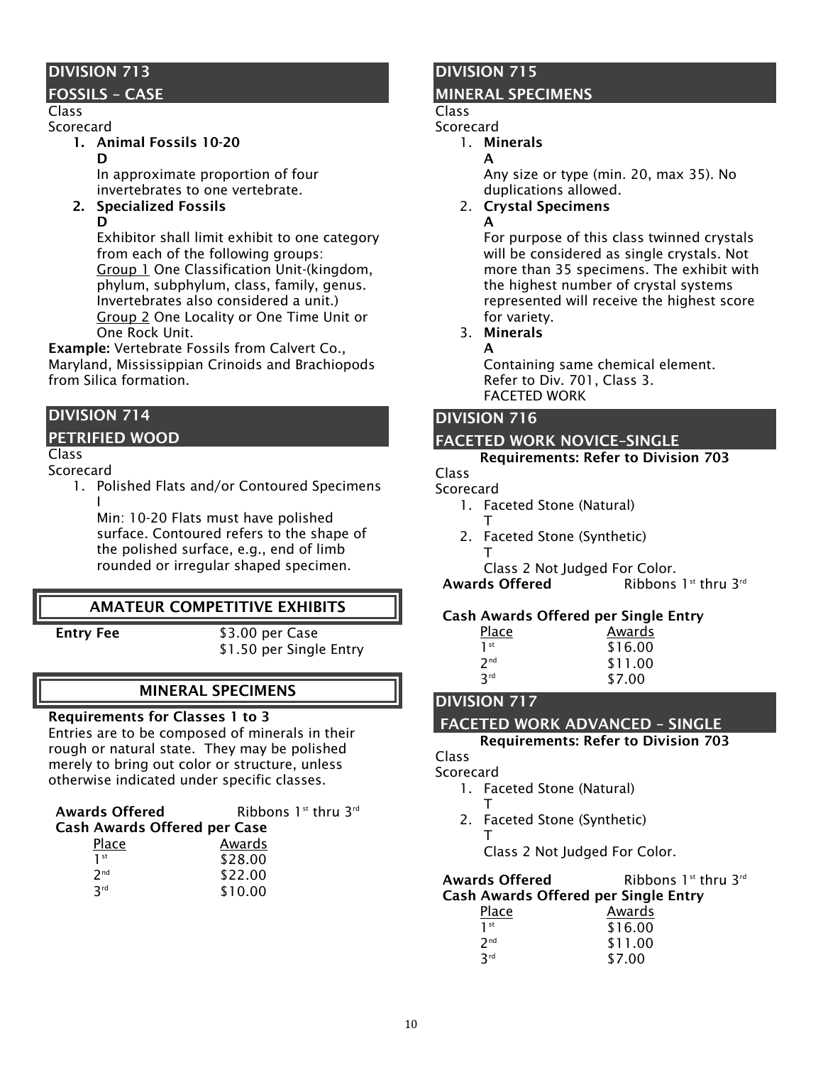## DIVISION 713
## FOSSILS – CASE

Class
Scorecard

1. **Animal Fossils 10-20**
   **D**
   In approximate proportion of four invertebrates to one vertebrate.
2. **Specialized Fossils**
   **D**
   Exhibitor shall limit exhibit to one category from each of the following groups:
   Group 1 One Classification Unit-(kingdom, phylum, subphylum, class, family, genus. Invertebrates also considered a unit.)
   Group 2 One Locality or One Time Unit or One Rock Unit.

**Example:** Vertebrate Fossils from Calvert Co., Maryland, Mississippian Crinoids and Brachiopods from Silica formation.

## DIVISION 714
## PETRIFIED WOOD

Class
Scorecard

1. Polished Flats and/or Contoured Specimens
   I
   Min: 10-20 Flats must have polished surface. Contoured refers to the shape of the polished surface, e.g., end of limb rounded or irregular shaped specimen.

## AMATEUR COMPETITIVE EXHIBITS

**Entry Fee** $3.00 per Case
$1.50 per Single Entry

## MINERAL SPECIMENS

**Requirements for Classes 1 to 3**
Entries are to be composed of minerals in their rough or natural state. They may be polished merely to bring out color or structure, unless otherwise indicated under specific classes.

**Awards Offered** Ribbons 1st thru 3rd
**Cash Awards Offered per Case**

| Place | Awards |
|---|---|
| 1st | $28.00 |
| 2nd | $22.00 |
| 3rd | $10.00 |

## DIVISION 715
## MINERAL SPECIMENS

Class
Scorecard

1. **Minerals**
   **A**
   Any size or type (min. 20, max 35). No duplications allowed.
2. **Crystal Specimens**
   **A**
   For purpose of this class twinned crystals will be considered as single crystals. Not more than 35 specimens. The exhibit with the highest number of crystal systems represented will receive the highest score for variety.
3. **Minerals**
   **A**
   Containing same chemical element.
   Refer to Div. 701, Class 3.
   FACETED WORK

## DIVISION 716
## FACETED WORK NOVICE–SINGLE

**Requirements: Refer to Division 703**

Class
Scorecard

1. Faceted Stone (Natural)
   T
2. Faceted Stone (Synthetic)
   T
   Class 2 Not Judged For Color.

**Awards Offered** Ribbons 1st thru 3rd

**Cash Awards Offered per Single Entry**

| Place | Awards |
|---|---|
| 1st | $16.00 |
| 2nd | $11.00 |
| 3rd | $7.00 |

## DIVISION 717
## FACETED WORK ADVANCED – SINGLE

**Requirements: Refer to Division 703**

Class
Scorecard

1. Faceted Stone (Natural)
   T
2. Faceted Stone (Synthetic)
   T
   Class 2 Not Judged For Color.

**Awards Offered** Ribbons 1st thru 3rd
**Cash Awards Offered per Single Entry**

| Place | Awards |
|---|---|
| 1st | $16.00 |
| 2nd | $11.00 |
| 3rd | $7.00 |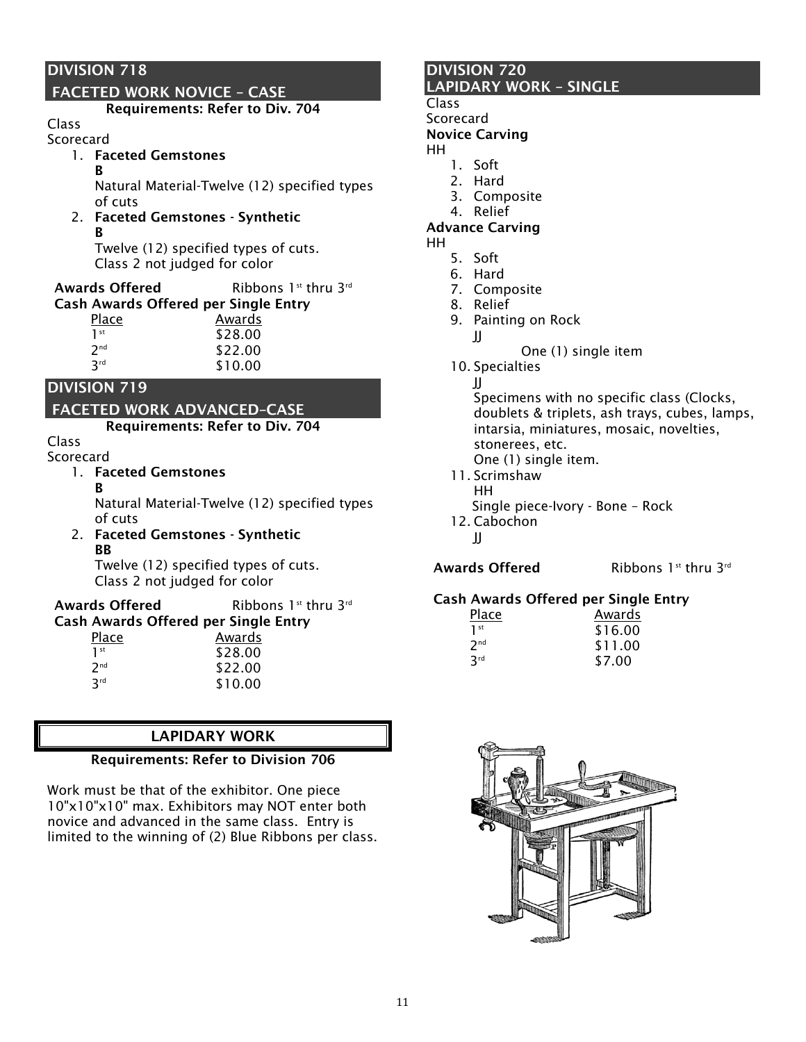## DIVISION 718
## FACETED WORK NOVICE – CASE

**Requirements: Refer to Div. 704**

Class
Scorecard

1. **Faceted Gemstones**
   **B**
   Natural Material-Twelve (12) specified types of cuts
2. **Faceted Gemstones - Synthetic**
   **B**
   Twelve (12) specified types of cuts.
   Class 2 not judged for color

**Awards Offered** Ribbons 1st thru 3rd

**Cash Awards Offered per Single Entry**

| Place | Awards |
|---|---|
| 1st | $28.00 |
| 2nd | $22.00 |
| 3rd | $10.00 |

## DIVISION 719
## FACETED WORK ADVANCED–CASE

**Requirements: Refer to Div. 704**

Class
Scorecard

1. **Faceted Gemstones**
   **B**
   Natural Material-Twelve (12) specified types of cuts
2. **Faceted Gemstones - Synthetic**
   **BB**
   Twelve (12) specified types of cuts.
   Class 2 not judged for color

**Awards Offered** Ribbons 1st thru 3rd

**Cash Awards Offered per Single Entry**

| Place | Awards |
|---|---|
| 1st | $28.00 |
| 2nd | $22.00 |
| 3rd | $10.00 |

## LAPIDARY WORK

**Requirements: Refer to Division 706**

Work must be that of the exhibitor. One piece 10"x10"x10" max. Exhibitors may NOT enter both novice and advanced in the same class. Entry is limited to the winning of (2) Blue Ribbons per class.

## DIVISION 720
## LAPIDARY WORK – SINGLE

Class
Scorecard

**Novice Carving**
HH

1. Soft
2. Hard
3. Composite
4. Relief

**Advance Carving**
HH

5. Soft
6. Hard
7. Composite
8. Relief
9. Painting on Rock
   JJ
   One (1) single item
10. Specialties
    JJ
    Specimens with no specific class (Clocks, doublets & triplets, ash trays, cubes, lamps, intarsia, miniatures, mosaic, novelties, stonerees, etc.
    One (1) single item.
11. Scrimshaw
    HH
    Single piece-Ivory - Bone – Rock
12. Cabochon
    JJ

**Awards Offered** Ribbons 1st thru 3rd

**Cash Awards Offered per Single Entry**

| Place | Awards |
|---|---|
| 1st | $16.00 |
| 2nd | $11.00 |
| 3rd | $7.00 |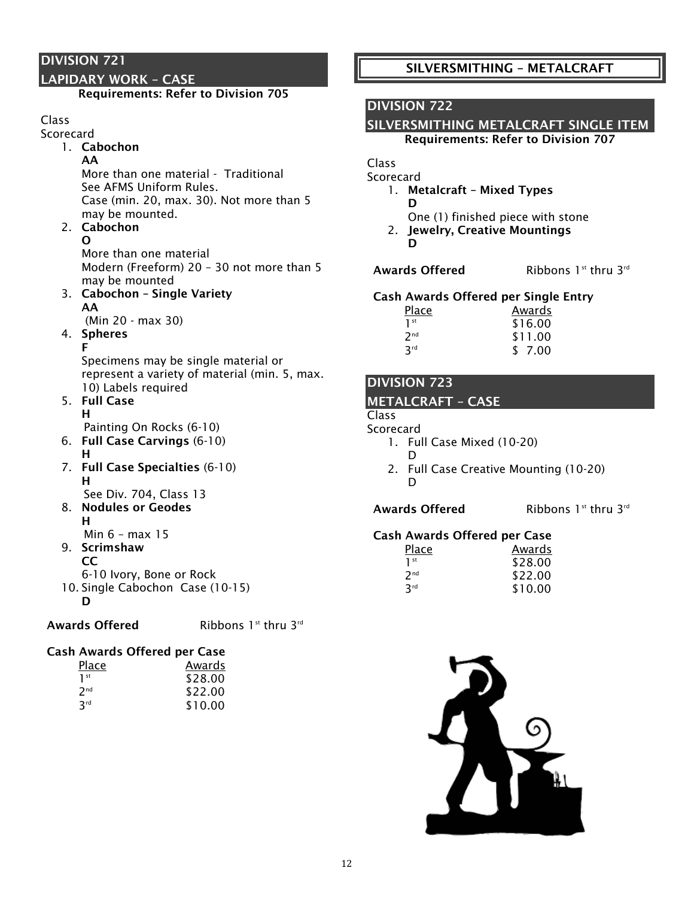## DIVISION 721
## LAPIDARY WORK – CASE

**Requirements: Refer to Division 705**

Class
Scorecard

1. **Cabochon**
   **AA**
   More than one material - Traditional
   See AFMS Uniform Rules.
   Case (min. 20, max. 30). Not more than 5 may be mounted.
2. **Cabochon**
   **O**
   More than one material
   Modern (Freeform) 20 – 30 not more than 5 may be mounted
3. **Cabochon – Single Variety**
   **AA**
   (Min 20 - max 30)
4. **Spheres**
   **F**
   Specimens may be single material or represent a variety of material (min. 5, max. 10) Labels required
5. **Full Case**
   **H**
   Painting On Rocks (6-10)
6. **Full Case Carvings** (6-10)
   **H**
7. **Full Case Specialties** (6-10)
   **H**
   See Div. 704, Class 13
8. **Nodules or Geodes**
   **H**
   Min 6 – max 15
9. **Scrimshaw**
   **CC**
   6-10 Ivory, Bone or Rock
10. Single Cabochon Case (10-15)
    **D**

**Awards Offered** Ribbons 1st thru 3rd

**Cash Awards Offered per Case**

| Place | Awards |
|---|---|
| 1st | $28.00 |
| 2nd | $22.00 |
| 3rd | $10.00 |

# SILVERSMITHING – METALCRAFT

## DIVISION 722
## SILVERSMITHING METALCRAFT SINGLE ITEM

**Requirements: Refer to Division 707**

Class
Scorecard

1. **Metalcraft – Mixed Types**
   **D**
   One (1) finished piece with stone
2. **Jewelry, Creative Mountings**
   **D**

**Awards Offered** Ribbons 1st thru 3rd

**Cash Awards Offered per Single Entry**

| Place | Awards |
|---|---|
| 1st | $16.00 |
| 2nd | $11.00 |
| 3rd | $ 7.00 |

## DIVISION 723
## METALCRAFT – CASE

Class
Scorecard

1. Full Case Mixed (10-20)
   D
2. Full Case Creative Mounting (10-20)
   D

**Awards Offered** Ribbons 1st thru 3rd

**Cash Awards Offered per Case**

| Place | Awards |
|---|---|
| 1st | $28.00 |
| 2nd | $22.00 |
| 3rd | $10.00 |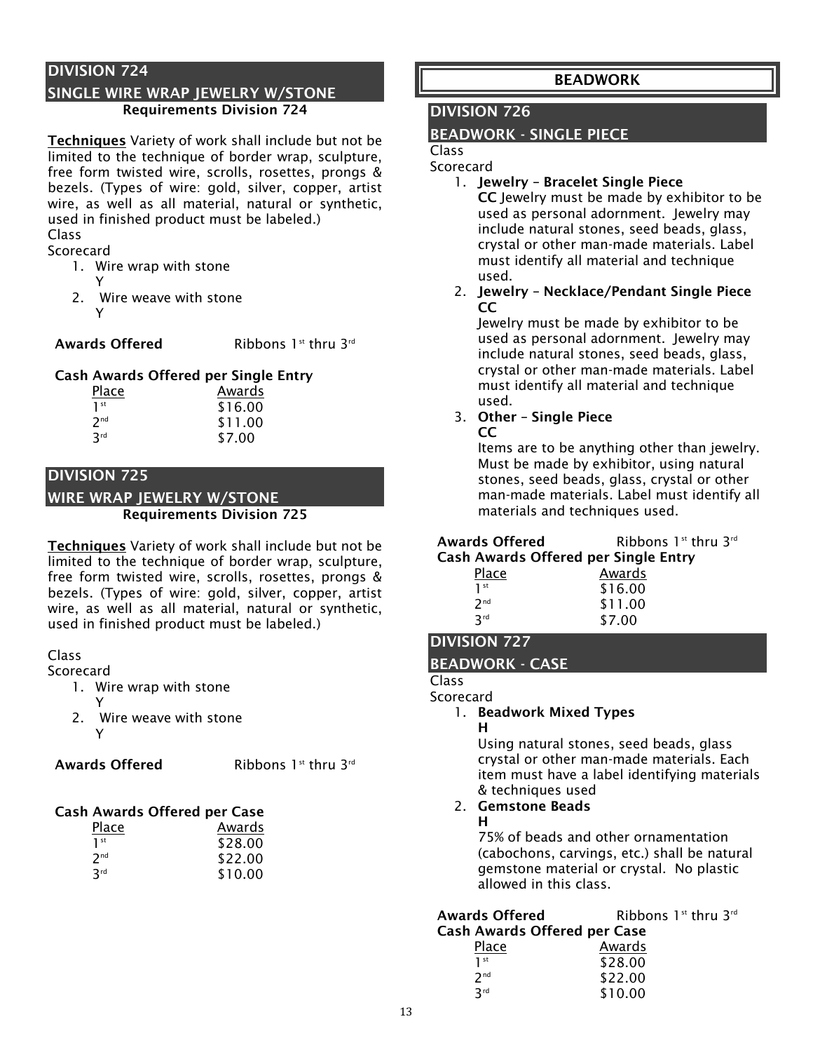## DIVISION 724

## SINGLE WIRE WRAP JEWELRY W/STONE

**Requirements Division 724**

**Techniques** Variety of work shall include but not be limited to the technique of border wrap, sculpture, free form twisted wire, scrolls, rosettes, prongs & bezels. (Types of wire: gold, silver, copper, artist wire, as well as all material, natural or synthetic, used in finished product must be labeled.)

Class
Scorecard

1. Wire wrap with stone
   Y
2. Wire weave with stone
   Y

**Awards Offered** Ribbons 1st thru 3rd

**Cash Awards Offered per Single Entry**

| Place | Awards |
|---|---|
| 1st | $16.00 |
| 2nd | $11.00 |
| 3rd | $7.00 |

## DIVISION 725

## WIRE WRAP JEWELRY W/STONE

**Requirements Division 725**

**Techniques** Variety of work shall include but not be limited to the technique of border wrap, sculpture, free form twisted wire, scrolls, rosettes, prongs & bezels. (Types of wire: gold, silver, copper, artist wire, as well as all material, natural or synthetic, used in finished product must be labeled.)

Class
Scorecard

1. Wire wrap with stone
   Y
2. Wire weave with stone
   Y

**Awards Offered** Ribbons 1st thru 3rd

**Cash Awards Offered per Case**

| Place | Awards |
|---|---|
| 1st | $28.00 |
| 2nd | $22.00 |
| 3rd | $10.00 |

# BEADWORK

## DIVISION 726

## BEADWORK - SINGLE PIECE

Class
Scorecard

1. **Jewelry – Bracelet Single Piece**
   **CC** Jewelry must be made by exhibitor to be used as personal adornment. Jewelry may include natural stones, seed beads, glass, crystal or other man-made materials. Label must identify all material and technique used.
2. **Jewelry – Necklace/Pendant Single Piece**
   **CC**
   Jewelry must be made by exhibitor to be used as personal adornment. Jewelry may include natural stones, seed beads, glass, crystal or other man-made materials. Label must identify all material and technique used.
3. **Other – Single Piece**
   **CC**
   Items are to be anything other than jewelry. Must be made by exhibitor, using natural stones, seed beads, glass, crystal or other man-made materials. Label must identify all materials and techniques used.

**Awards Offered** Ribbons 1st thru 3rd

**Cash Awards Offered per Single Entry**

| Place | Awards |
|---|---|
| 1st | $16.00 |
| 2nd | $11.00 |
| 3rd | $7.00 |

## DIVISION 727

## BEADWORK - CASE

Class
Scorecard

1. **Beadwork Mixed Types**
   **H**
   Using natural stones, seed beads, glass crystal or other man-made materials. Each item must have a label identifying materials & techniques used
2. **Gemstone Beads**
   **H**
   75% of beads and other ornamentation (cabochons, carvings, etc.) shall be natural gemstone material or crystal. No plastic allowed in this class.

**Awards Offered** Ribbons 1st thru 3rd

**Cash Awards Offered per Case**

| Place | Awards |
|---|---|
| 1st | $28.00 |
| 2nd | $22.00 |
| 3rd | $10.00 |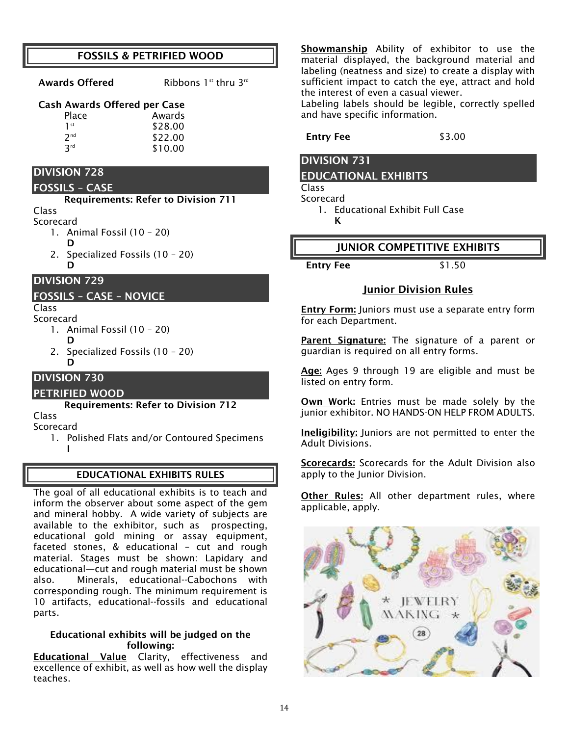## FOSSILS & PETRIFIED WOOD

**Awards Offered** Ribbons 1st thru 3rd

**Cash Awards Offered per Case**

| Place | Awards |
|---|---|
| 1st | $28.00 |
| 2nd | $22.00 |
| 3rd | $10.00 |

### DIVISION 728
### FOSSILS – CASE

**Requirements: Refer to Division 711**

Class
Scorecard

1. Animal Fossil (10 – 20)
   **D**
2. Specialized Fossils (10 – 20)
   **D**

### DIVISION 729
### FOSSILS – CASE – NOVICE

Class
Scorecard

1. Animal Fossil (10 – 20)
   **D**
2. Specialized Fossils (10 – 20)
   **D**

### DIVISION 730
### PETRIFIED WOOD

**Requirements: Refer to Division 712**

Class
Scorecard

1. Polished Flats and/or Contoured Specimens
   **I**

## EDUCATIONAL EXHIBITS RULES

The goal of all educational exhibits is to teach and inform the observer about some aspect of the gem and mineral hobby. A wide variety of subjects are available to the exhibitor, such as prospecting, educational gold mining or assay equipment, faceted stones, & educational – cut and rough material. Stages must be shown: Lapidary and educational—cut and rough material must be shown also. Minerals, educational--Cabochons with corresponding rough. The minimum requirement is 10 artifacts, educational--fossils and educational parts.

**Educational exhibits will be judged on the following:**

**Educational Value** Clarity, effectiveness and excellence of exhibit, as well as how well the display teaches.

**Showmanship** Ability of exhibitor to use the material displayed, the background material and labeling (neatness and size) to create a display with sufficient impact to catch the eye, attract and hold the interest of even a casual viewer.
Labeling labels should be legible, correctly spelled and have specific information.

**Entry Fee** $3.00

### DIVISION 731
### EDUCATIONAL EXHIBITS

Class
Scorecard

1. Educational Exhibit Full Case
   **K**

## JUNIOR COMPETITIVE EXHIBITS

**Entry Fee** $1.50

### Junior Division Rules

**Entry Form:** Juniors must use a separate entry form for each Department.

**Parent Signature:** The signature of a parent or guardian is required on all entry forms.

**Age:** Ages 9 through 19 are eligible and must be listed on entry form.

**Own Work:** Entries must be made solely by the junior exhibitor. NO HANDS-ON HELP FROM ADULTS.

**Ineligibility:** Juniors are not permitted to enter the Adult Divisions.

**Scorecards:** Scorecards for the Adult Division also apply to the Junior Division.

**Other Rules:** All other department rules, where applicable, apply.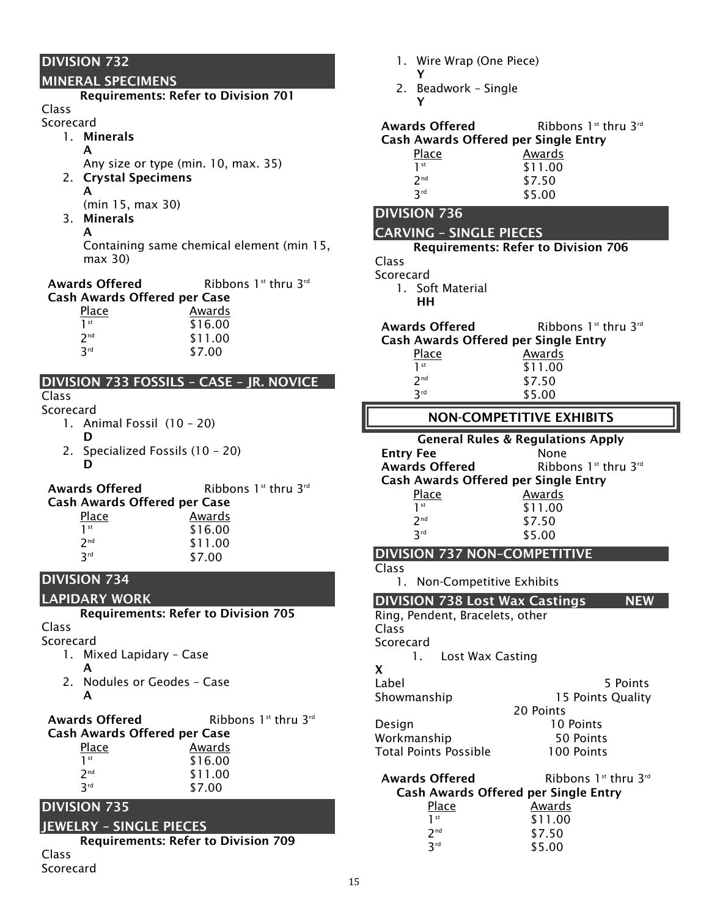## DIVISION 732

## MINERAL SPECIMENS

**Requirements: Refer to Division 701**

Class

Scorecard

1. **Minerals**
   **A**
   Any size or type (min. 10, max. 35)
2. **Crystal Specimens**
   **A**
   (min 15, max 30)
3. **Minerals**
   **A**
   Containing same chemical element (min 15, max 30)

**Awards Offered** Ribbons 1st thru 3rd

**Cash Awards Offered per Case**

| Place | Awards |
|---|---|
| 1st | $16.00 |
| 2nd | $11.00 |
| 3rd | $7.00 |

## DIVISION 733 FOSSILS – CASE – JR. NOVICE

Class

Scorecard

1. Animal Fossil (10 – 20)
   **D**
2. Specialized Fossils (10 – 20)
   **D**

**Awards Offered** Ribbons 1st thru 3rd

**Cash Awards Offered per Case**

| Place | Awards |
|---|---|
| 1st | $16.00 |
| 2nd | $11.00 |
| 3rd | $7.00 |

## DIVISION 734

## LAPIDARY WORK

**Requirements: Refer to Division 705**

Class

Scorecard

1. Mixed Lapidary – Case
   **A**
2. Nodules or Geodes – Case
   **A**

**Awards Offered** Ribbons 1st thru 3rd

**Cash Awards Offered per Case**

| Place | Awards |
|---|---|
| 1st | $16.00 |
| 2nd | $11.00 |
| 3rd | $7.00 |

## DIVISION 735

## JEWELRY – SINGLE PIECES

**Requirements: Refer to Division 709**

Class

Scorecard

1. Wire Wrap (One Piece)
   **Y**
2. Beadwork – Single
   **Y**

**Awards Offered** Ribbons 1st thru 3rd

**Cash Awards Offered per Single Entry**

| Place | Awards |
|---|---|
| 1st | $11.00 |
| 2nd | $7.50 |
| 3rd | $5.00 |

## DIVISION 736

## CARVING – SINGLE PIECES

**Requirements: Refer to Division 706**

Class

Scorecard

1. Soft Material
   **HH**

**Awards Offered** Ribbons 1st thru 3rd

**Cash Awards Offered per Single Entry**

| Place | Awards |
|---|---|
| 1st | $11.00 |
| 2nd | $7.50 |
| 3rd | $5.00 |

## NON-COMPETITIVE EXHIBITS

**General Rules & Regulations Apply**

**Entry Fee** None

**Awards Offered** Ribbons 1st thru 3rd

**Cash Awards Offered per Single Entry**

| Place | Awards |
|---|---|
| 1st | $11.00 |
| 2nd | $7.50 |
| 3rd | $5.00 |

## DIVISION 737 NON–COMPETITIVE

Class

1. Non-Competitive Exhibits

## DIVISION 738 Lost Wax Castings NEW

Ring, Pendent, Bracelets, other

Class

Scorecard

1. Lost Wax Casting

**X**

| | |
|---|---|
| Label | 5 Points |
| Showmanship | 15 Points |
| Quality | 20 Points |
| Design | 10 Points |
| Workmanship | 50 Points |
| Total Points Possible | 100 Points |

**Awards Offered** Ribbons 1st thru 3rd

**Cash Awards Offered per Single Entry**

| Place | Awards |
|---|---|
| 1st | $11.00 |
| 2nd | $7.50 |
| 3rd | $5.00 |